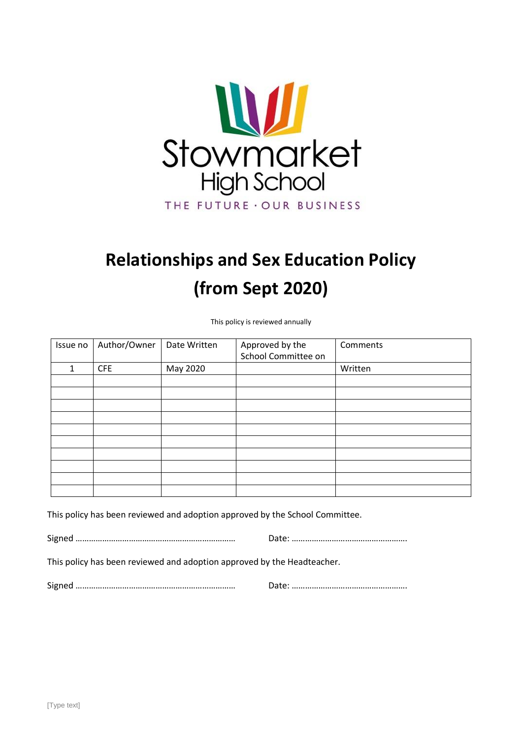Stowmarket High School

THE FUTURE · OUR BUSINESS

# Relationships and Sex Education Policy (from Sept 2020)

This policy is reviewed annually

| Issue no | Author/Owner | Date Written | Approved by the School Committee on | Comments |
|---|---|---|---|---|
| 1 | CFE | May 2020 | | Written |
| | | | | |
| | | | | |
| | | | | |
| | | | | |
| | | | | |
| | | | | |
| | | | | |
| | | | | |
| | | | | |
| | | | | |

This policy has been reviewed and adoption approved by the School Committee.

Signed …………………………………………………………… Date: …………………………………………….

This policy has been reviewed and adoption approved by the Headteacher.

Signed …………………………………………………………… Date: …………………………………………….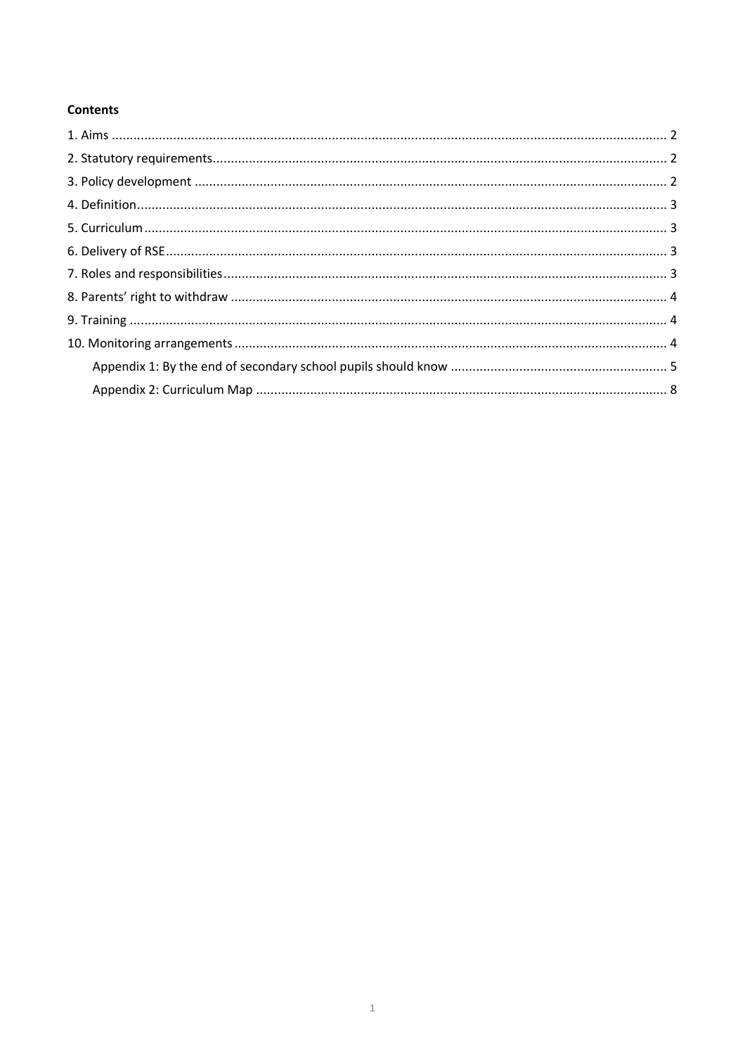**Contents**

1. Aims ........................................................................................................................................... 2
2. Statutory requirements.............................................................................................................. 2
3. Policy development ................................................................................................................... 2
4. Definition................................................................................................................................... 3
5. Curriculum ................................................................................................................................. 3
6. Delivery of RSE........................................................................................................................... 3
7. Roles and responsibilities........................................................................................................... 3
8. Parents' right to withdraw ......................................................................................................... 4
9. Training ...................................................................................................................................... 4
10. Monitoring arrangements........................................................................................................ 4

    Appendix 1: By the end of secondary school pupils should know ............................................ 5

    Appendix 2: Curriculum Map ..................................................................................................... 8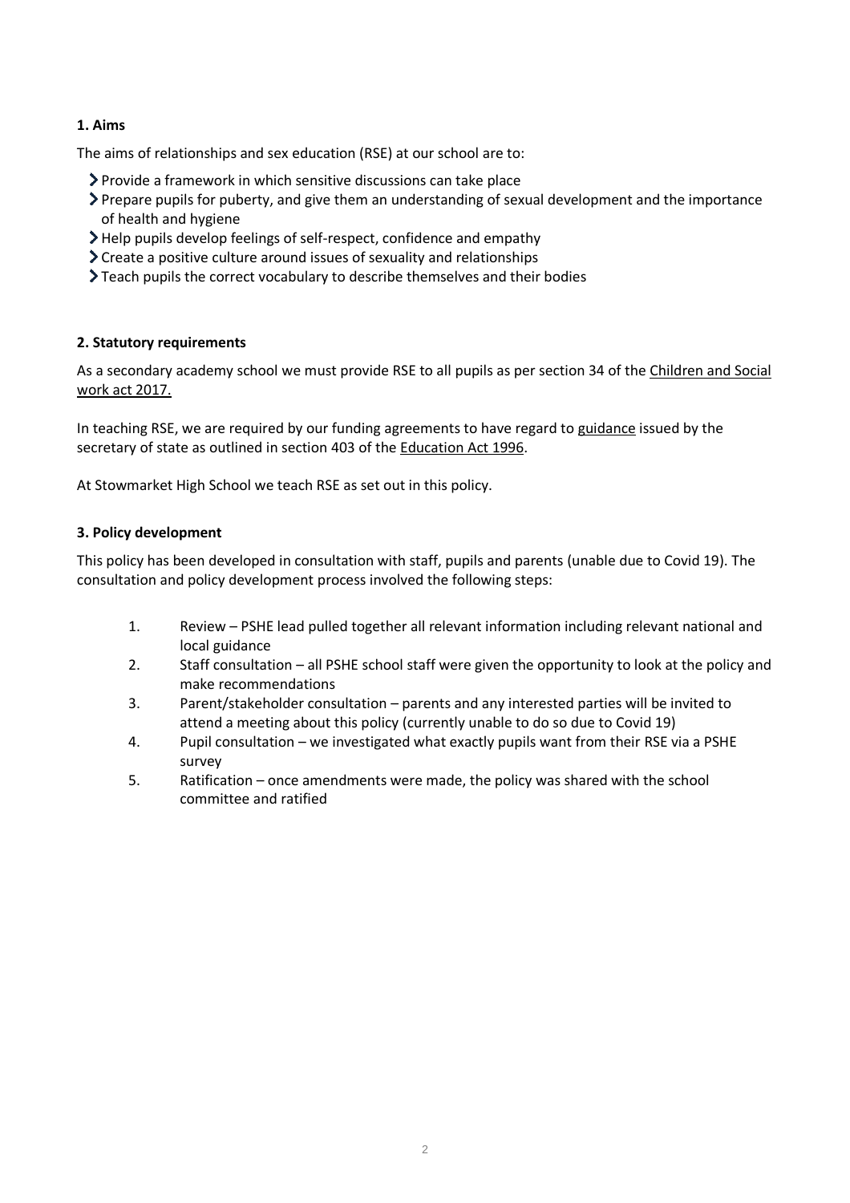### 1. Aims

The aims of relationships and sex education (RSE) at our school are to:

- Provide a framework in which sensitive discussions can take place
- Prepare pupils for puberty, and give them an understanding of sexual development and the importance of health and hygiene
- Help pupils develop feelings of self-respect, confidence and empathy
- Create a positive culture around issues of sexuality and relationships
- Teach pupils the correct vocabulary to describe themselves and their bodies

### 2. Statutory requirements

As a secondary academy school we must provide RSE to all pupils as per section 34 of the Children and Social work act 2017.

In teaching RSE, we are required by our funding agreements to have regard to guidance issued by the secretary of state as outlined in section 403 of the Education Act 1996.

At Stowmarket High School we teach RSE as set out in this policy.

### 3. Policy development

This policy has been developed in consultation with staff, pupils and parents (unable due to Covid 19). The consultation and policy development process involved the following steps:

1. Review – PSHE lead pulled together all relevant information including relevant national and local guidance
2. Staff consultation – all PSHE school staff were given the opportunity to look at the policy and make recommendations
3. Parent/stakeholder consultation – parents and any interested parties will be invited to attend a meeting about this policy (currently unable to do so due to Covid 19)
4. Pupil consultation – we investigated what exactly pupils want from their RSE via a PSHE survey
5. Ratification – once amendments were made, the policy was shared with the school committee and ratified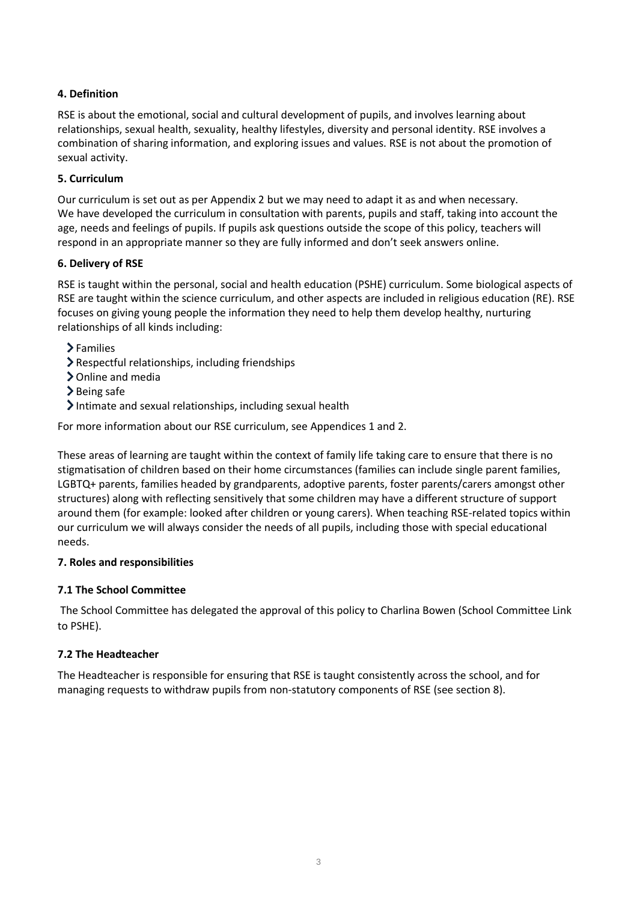## 4. Definition

RSE is about the emotional, social and cultural development of pupils, and involves learning about relationships, sexual health, sexuality, healthy lifestyles, diversity and personal identity. RSE involves a combination of sharing information, and exploring issues and values. RSE is not about the promotion of sexual activity.

## 5. Curriculum

Our curriculum is set out as per Appendix 2 but we may need to adapt it as and when necessary.
We have developed the curriculum in consultation with parents, pupils and staff, taking into account the age, needs and feelings of pupils. If pupils ask questions outside the scope of this policy, teachers will respond in an appropriate manner so they are fully informed and don't seek answers online.

## 6. Delivery of RSE

RSE is taught within the personal, social and health education (PSHE) curriculum. Some biological aspects of RSE are taught within the science curriculum, and other aspects are included in religious education (RE). RSE focuses on giving young people the information they need to help them develop healthy, nurturing relationships of all kinds including:

- Families
- Respectful relationships, including friendships
- Online and media
- Being safe
- Intimate and sexual relationships, including sexual health

For more information about our RSE curriculum, see Appendices 1 and 2.

These areas of learning are taught within the context of family life taking care to ensure that there is no stigmatisation of children based on their home circumstances (families can include single parent families, LGBTQ+ parents, families headed by grandparents, adoptive parents, foster parents/carers amongst other structures) along with reflecting sensitively that some children may have a different structure of support around them (for example: looked after children or young carers). When teaching RSE-related topics within our curriculum we will always consider the needs of all pupils, including those with special educational needs.

## 7. Roles and responsibilities

### 7.1 The School Committee

The School Committee has delegated the approval of this policy to Charlina Bowen (School Committee Link to PSHE).

### 7.2 The Headteacher

The Headteacher is responsible for ensuring that RSE is taught consistently across the school, and for managing requests to withdraw pupils from non-statutory components of RSE (see section 8).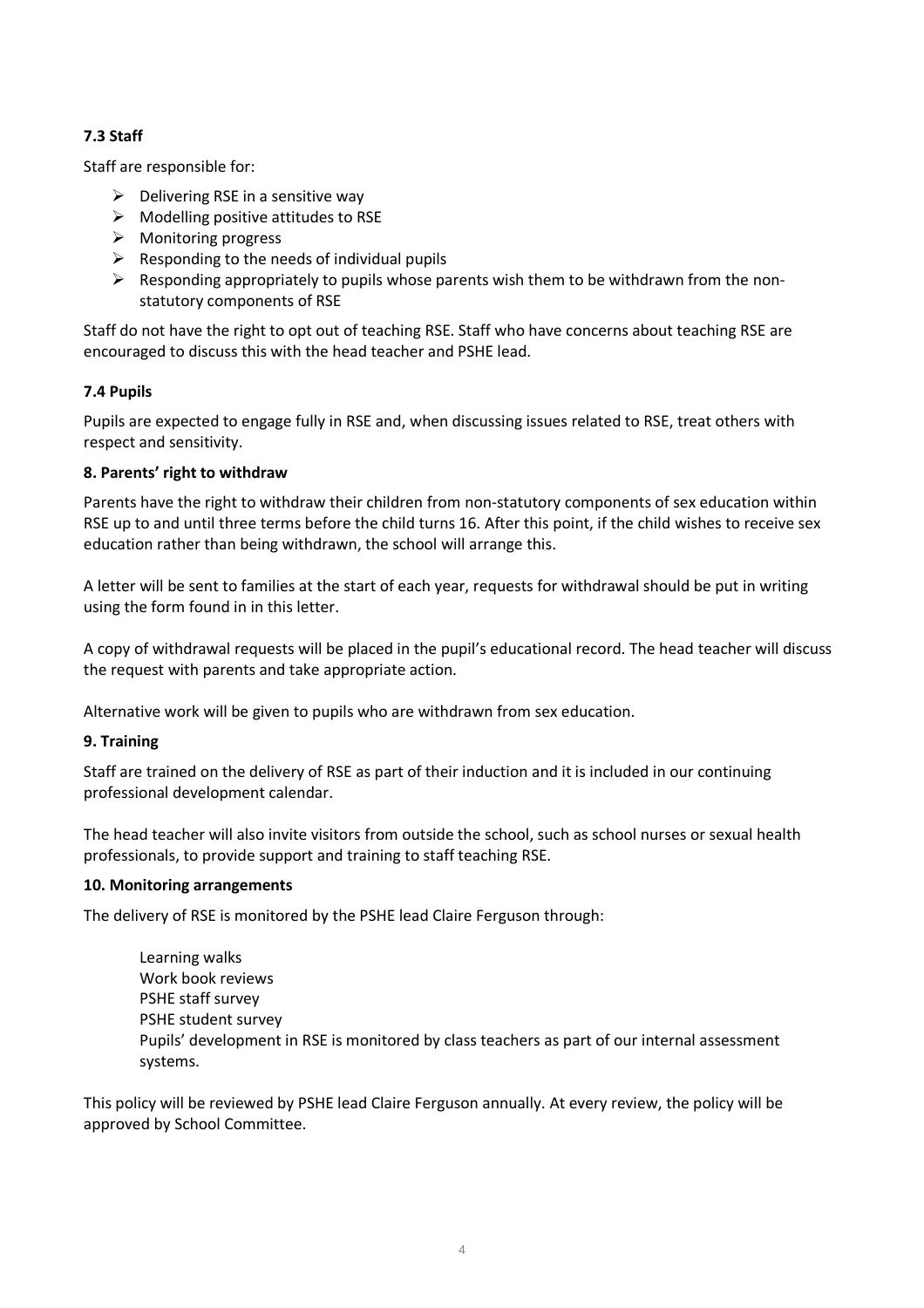### 7.3 Staff

Staff are responsible for:

- Delivering RSE in a sensitive way
- Modelling positive attitudes to RSE
- Monitoring progress
- Responding to the needs of individual pupils
- Responding appropriately to pupils whose parents wish them to be withdrawn from the non-statutory components of RSE

Staff do not have the right to opt out of teaching RSE. Staff who have concerns about teaching RSE are encouraged to discuss this with the head teacher and PSHE lead.

### 7.4 Pupils

Pupils are expected to engage fully in RSE and, when discussing issues related to RSE, treat others with respect and sensitivity.

## 8. Parents' right to withdraw

Parents have the right to withdraw their children from non-statutory components of sex education within RSE up to and until three terms before the child turns 16. After this point, if the child wishes to receive sex education rather than being withdrawn, the school will arrange this.

A letter will be sent to families at the start of each year, requests for withdrawal should be put in writing using the form found in in this letter.

A copy of withdrawal requests will be placed in the pupil's educational record. The head teacher will discuss the request with parents and take appropriate action.

Alternative work will be given to pupils who are withdrawn from sex education.

## 9. Training

Staff are trained on the delivery of RSE as part of their induction and it is included in our continuing professional development calendar.

The head teacher will also invite visitors from outside the school, such as school nurses or sexual health professionals, to provide support and training to staff teaching RSE.

## 10. Monitoring arrangements

The delivery of RSE is monitored by the PSHE lead Claire Ferguson through:

Learning walks
Work book reviews
PSHE staff survey
PSHE student survey
Pupils' development in RSE is monitored by class teachers as part of our internal assessment systems.

This policy will be reviewed by PSHE lead Claire Ferguson annually. At every review, the policy will be approved by School Committee.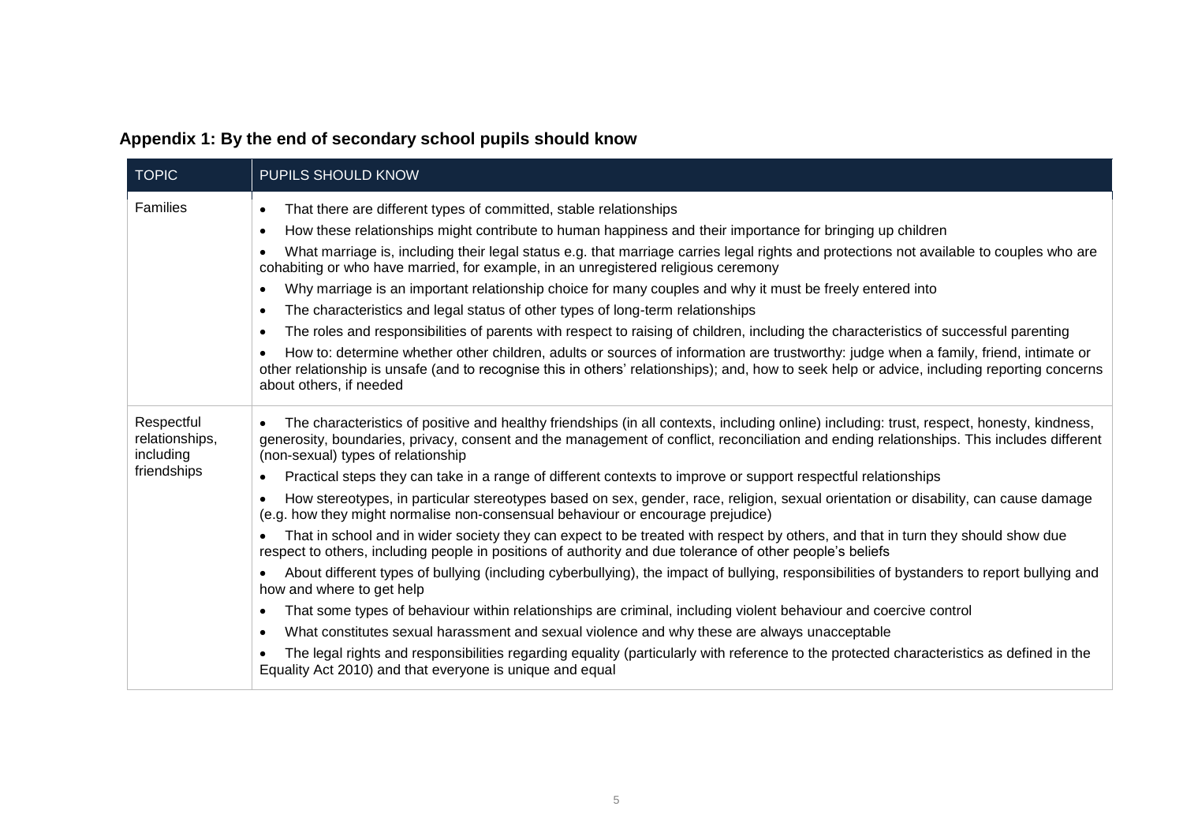## Appendix 1: By the end of secondary school pupils should know

| TOPIC | PUPILS SHOULD KNOW |
|---|---|
| Families | • That there are different types of committed, stable relationships<br>• How these relationships might contribute to human happiness and their importance for bringing up children<br>• What marriage is, including their legal status e.g. that marriage carries legal rights and protections not available to couples who are cohabiting or who have married, for example, in an unregistered religious ceremony<br>• Why marriage is an important relationship choice for many couples and why it must be freely entered into<br>• The characteristics and legal status of other types of long-term relationships<br>• The roles and responsibilities of parents with respect to raising of children, including the characteristics of successful parenting<br>• How to: determine whether other children, adults or sources of information are trustworthy: judge when a family, friend, intimate or other relationship is unsafe (and to recognise this in others' relationships); and, how to seek help or advice, including reporting concerns about others, if needed |
| Respectful relationships, including friendships | • The characteristics of positive and healthy friendships (in all contexts, including online) including: trust, respect, honesty, kindness, generosity, boundaries, privacy, consent and the management of conflict, reconciliation and ending relationships. This includes different (non-sexual) types of relationship<br>• Practical steps they can take in a range of different contexts to improve or support respectful relationships<br>• How stereotypes, in particular stereotypes based on sex, gender, race, religion, sexual orientation or disability, can cause damage (e.g. how they might normalise non-consensual behaviour or encourage prejudice)<br>• That in school and in wider society they can expect to be treated with respect by others, and that in turn they should show due respect to others, including people in positions of authority and due tolerance of other people's beliefs<br>• About different types of bullying (including cyberbullying), the impact of bullying, responsibilities of bystanders to report bullying and how and where to get help<br>• That some types of behaviour within relationships are criminal, including violent behaviour and coercive control<br>• What constitutes sexual harassment and sexual violence and why these are always unacceptable<br>• The legal rights and responsibilities regarding equality (particularly with reference to the protected characteristics as defined in the Equality Act 2010) and that everyone is unique and equal |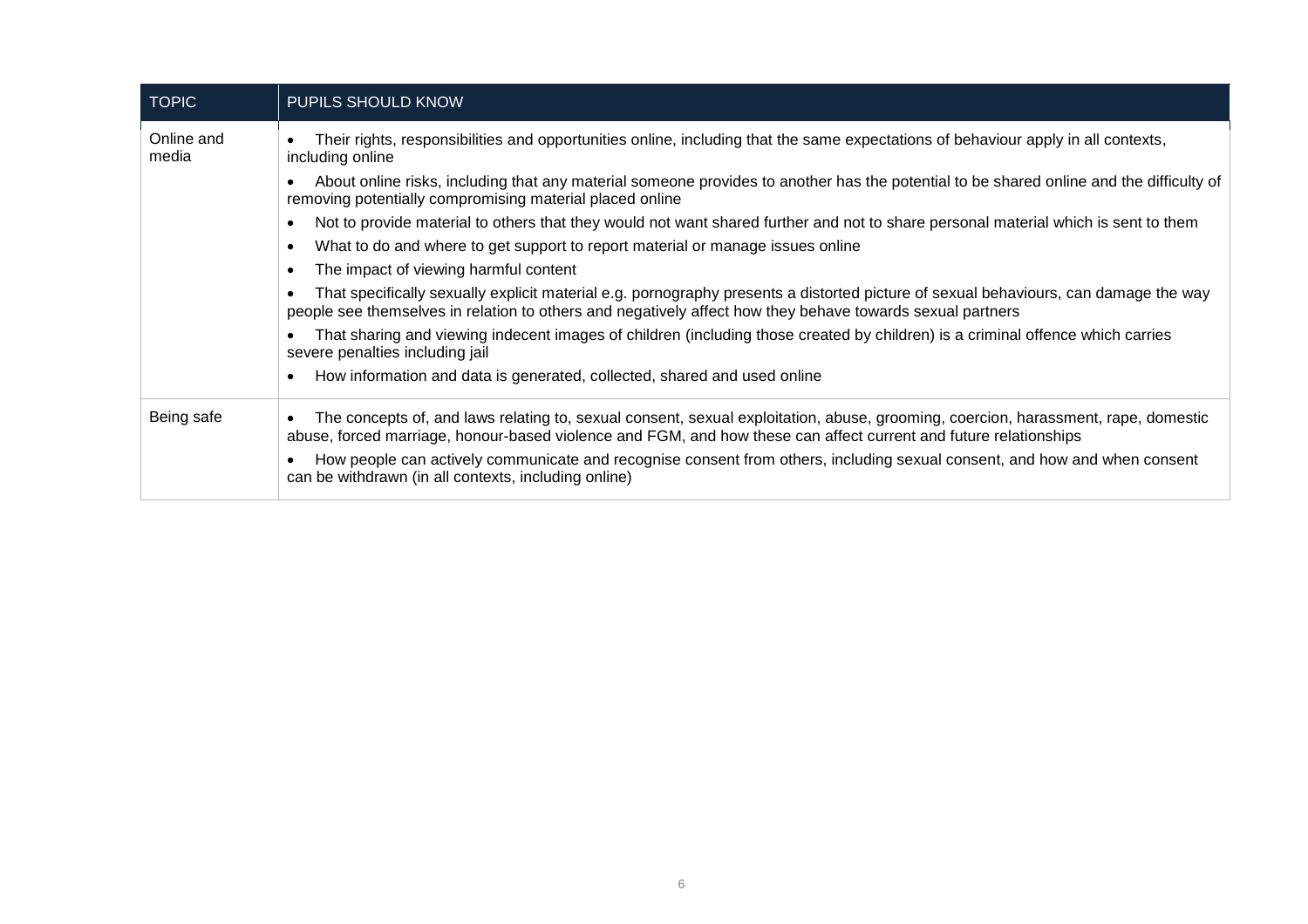| TOPIC | PUPILS SHOULD KNOW |
|---|---|
| Online and media | • Their rights, responsibilities and opportunities online, including that the same expectations of behaviour apply in all contexts, including online<br>• About online risks, including that any material someone provides to another has the potential to be shared online and the difficulty of removing potentially compromising material placed online<br>• Not to provide material to others that they would not want shared further and not to share personal material which is sent to them<br>• What to do and where to get support to report material or manage issues online<br>• The impact of viewing harmful content<br>• That specifically sexually explicit material e.g. pornography presents a distorted picture of sexual behaviours, can damage the way people see themselves in relation to others and negatively affect how they behave towards sexual partners<br>• That sharing and viewing indecent images of children (including those created by children) is a criminal offence which carries severe penalties including jail<br>• How information and data is generated, collected, shared and used online |
| Being safe | • The concepts of, and laws relating to, sexual consent, sexual exploitation, abuse, grooming, coercion, harassment, rape, domestic abuse, forced marriage, honour-based violence and FGM, and how these can affect current and future relationships<br>• How people can actively communicate and recognise consent from others, including sexual consent, and how and when consent can be withdrawn (in all contexts, including online) |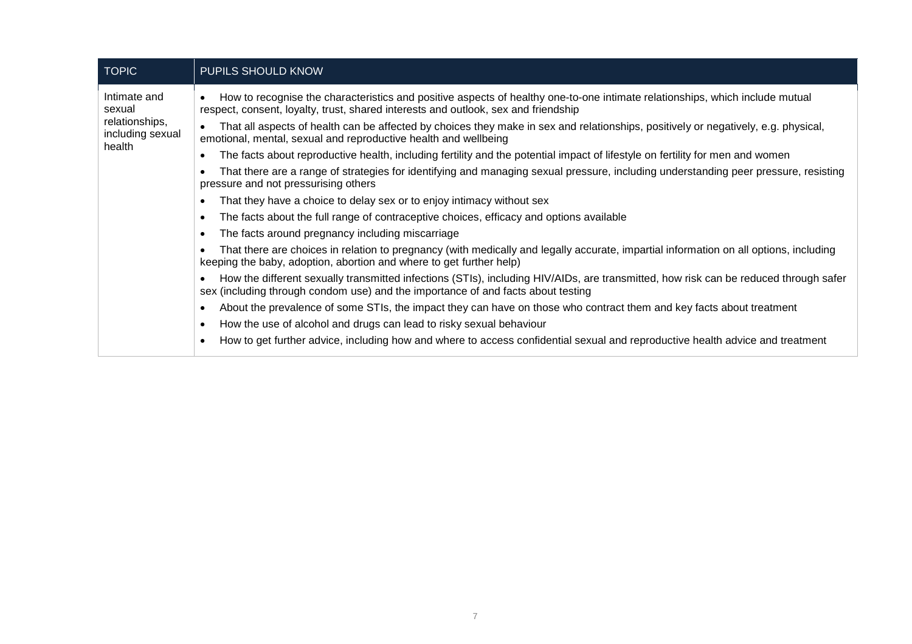| TOPIC | PUPILS SHOULD KNOW |
|---|---|
| Intimate and sexual relationships, including sexual health | • How to recognise the characteristics and positive aspects of healthy one-to-one intimate relationships, which include mutual respect, consent, loyalty, trust, shared interests and outlook, sex and friendship<br>• That all aspects of health can be affected by choices they make in sex and relationships, positively or negatively, e.g. physical, emotional, mental, sexual and reproductive health and wellbeing<br>• The facts about reproductive health, including fertility and the potential impact of lifestyle on fertility for men and women<br>• That there are a range of strategies for identifying and managing sexual pressure, including understanding peer pressure, resisting pressure and not pressurising others<br>• That they have a choice to delay sex or to enjoy intimacy without sex<br>• The facts about the full range of contraceptive choices, efficacy and options available<br>• The facts around pregnancy including miscarriage<br>• That there are choices in relation to pregnancy (with medically and legally accurate, impartial information on all options, including keeping the baby, adoption, abortion and where to get further help)<br>• How the different sexually transmitted infections (STIs), including HIV/AIDs, are transmitted, how risk can be reduced through safer sex (including through condom use) and the importance of and facts about testing<br>• About the prevalence of some STIs, the impact they can have on those who contract them and key facts about treatment<br>• How the use of alcohol and drugs can lead to risky sexual behaviour<br>• How to get further advice, including how and where to access confidential sexual and reproductive health advice and treatment |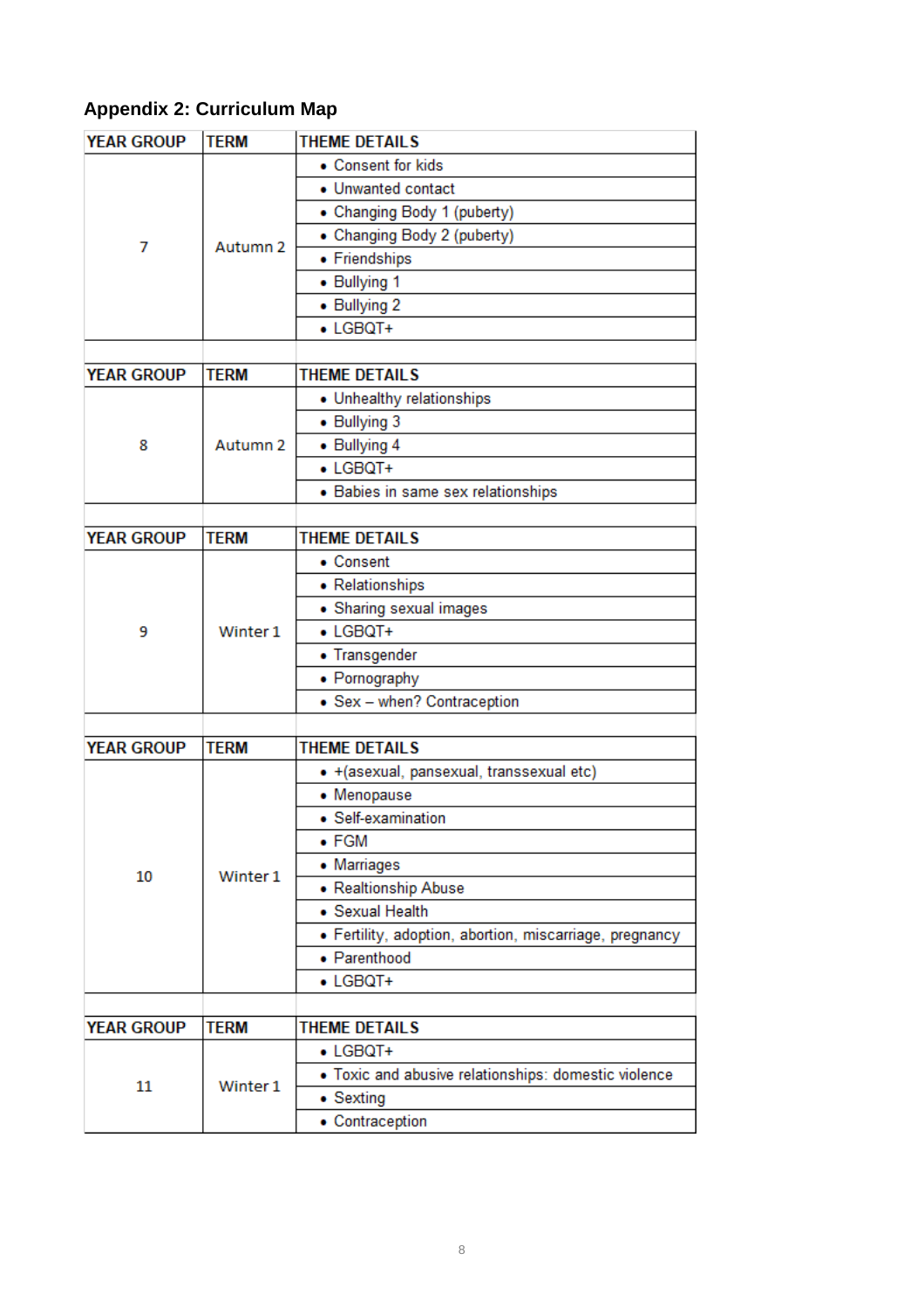## Appendix 2: Curriculum Map

| YEAR GROUP | TERM | THEME DETAILS |
|---|---|---|
| 7 | Autumn 2 | • Consent for kids |
| | | • Unwanted contact |
| | | • Changing Body 1 (puberty) |
| | | • Changing Body 2 (puberty) |
| | | • Friendships |
| | | • Bullying 1 |
| | | • Bullying 2 |
| | | • LGBQT+ |

| YEAR GROUP | TERM | THEME DETAILS |
|---|---|---|
| 8 | Autumn 2 | • Unhealthy relationships |
| | | • Bullying 3 |
| | | • Bullying 4 |
| | | • LGBQT+ |
| | | • Babies in same sex relationships |

| YEAR GROUP | TERM | THEME DETAILS |
|---|---|---|
| 9 | Winter 1 | • Consent |
| | | • Relationships |
| | | • Sharing sexual images |
| | | • LGBQT+ |
| | | • Transgender |
| | | • Pornography |
| | | • Sex – when? Contraception |

| YEAR GROUP | TERM | THEME DETAILS |
|---|---|---|
| 10 | Winter 1 | • +(asexual, pansexual, transsexual etc) |
| | | • Menopause |
| | | • Self-examination |
| | | • FGM |
| | | • Marriages |
| | | • Realtionship Abuse |
| | | • Sexual Health |
| | | • Fertility, adoption, abortion, miscarriage, pregnancy |
| | | • Parenthood |
| | | • LGBQT+ |

| YEAR GROUP | TERM | THEME DETAILS |
|---|---|---|
| 11 | Winter 1 | • LGBQT+ |
| | | • Toxic and abusive relationships: domestic violence |
| | | • Sexting |
| | | • Contraception |